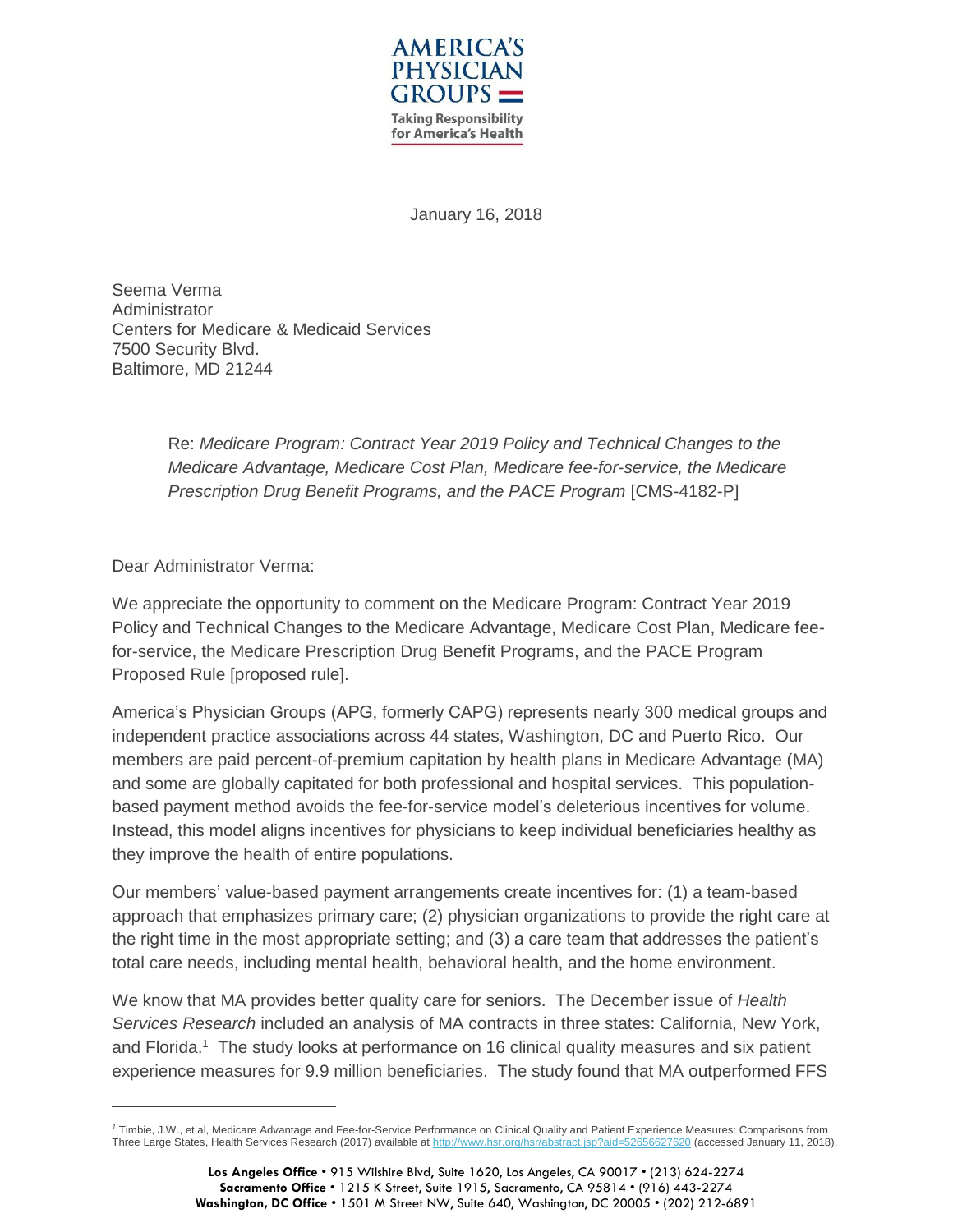AMERICA'S PHYSICIAN GROUPS

Taking Responsibility for America's Health

January 16, 2018

Seema Verma
Administrator
Centers for Medicare & Medicaid Services
7500 Security Blvd.
Baltimore, MD 21244

Re: *Medicare Program: Contract Year 2019 Policy and Technical Changes to the Medicare Advantage, Medicare Cost Plan, Medicare fee-for-service, the Medicare Prescription Drug Benefit Programs, and the PACE Program* [CMS-4182-P]

Dear Administrator Verma:

We appreciate the opportunity to comment on the Medicare Program: Contract Year 2019 Policy and Technical Changes to the Medicare Advantage, Medicare Cost Plan, Medicare fee-for-service, the Medicare Prescription Drug Benefit Programs, and the PACE Program Proposed Rule [proposed rule].

America's Physician Groups (APG, formerly CAPG) represents nearly 300 medical groups and independent practice associations across 44 states, Washington, DC and Puerto Rico. Our members are paid percent-of-premium capitation by health plans in Medicare Advantage (MA) and some are globally capitated for both professional and hospital services. This population-based payment method avoids the fee-for-service model's deleterious incentives for volume. Instead, this model aligns incentives for physicians to keep individual beneficiaries healthy as they improve the health of entire populations.

Our members' value-based payment arrangements create incentives for: (1) a team-based approach that emphasizes primary care; (2) physician organizations to provide the right care at the right time in the most appropriate setting; and (3) a care team that addresses the patient's total care needs, including mental health, behavioral health, and the home environment.

We know that MA provides better quality care for seniors. The December issue of *Health Services Research* included an analysis of MA contracts in three states: California, New York, and Florida.[1] The study looks at performance on 16 clinical quality measures and six patient experience measures for 9.9 million beneficiaries. The study found that MA outperformed FFS

---

[1] Timbie, J.W., et al, Medicare Advantage and Fee-for-Service Performance on Clinical Quality and Patient Experience Measures: Comparisons from Three Large States, Health Services Research (2017) available at http://www.hsr.org/hsr/abstract.jsp?aid=52656627620 (accessed January 11, 2018).

**Los Angeles Office** • 915 Wilshire Blvd, Suite 1620, Los Angeles, CA 90017 • (213) 624-2274
**Sacramento Office** • 1215 K Street, Suite 1915, Sacramento, CA 95814 • (916) 443-2274
**Washington, DC Office** • 1501 M Street NW, Suite 640, Washington, DC 20005 • (202) 212-6891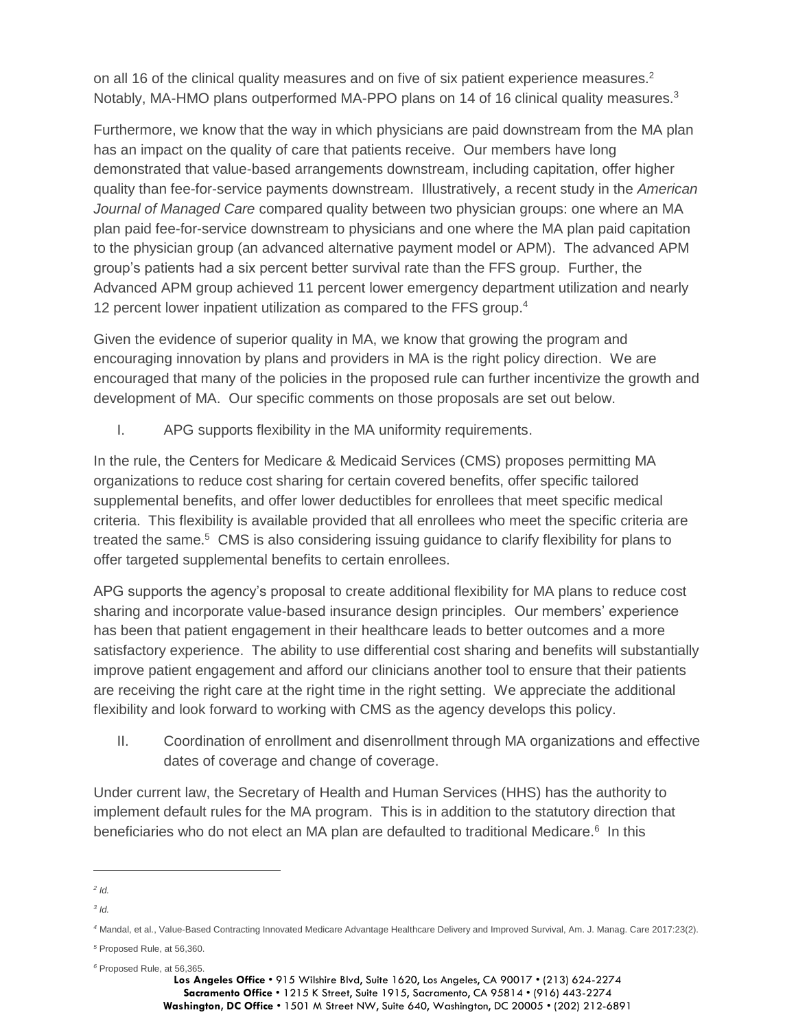on all 16 of the clinical quality measures and on five of six patient experience measures.[2] Notably, MA-HMO plans outperformed MA-PPO plans on 14 of 16 clinical quality measures.[3]

Furthermore, we know that the way in which physicians are paid downstream from the MA plan has an impact on the quality of care that patients receive. Our members have long demonstrated that value-based arrangements downstream, including capitation, offer higher quality than fee-for-service payments downstream. Illustratively, a recent study in the *American Journal of Managed Care* compared quality between two physician groups: one where an MA plan paid fee-for-service downstream to physicians and one where the MA plan paid capitation to the physician group (an advanced alternative payment model or APM). The advanced APM group's patients had a six percent better survival rate than the FFS group. Further, the Advanced APM group achieved 11 percent lower emergency department utilization and nearly 12 percent lower inpatient utilization as compared to the FFS group.[4]

Given the evidence of superior quality in MA, we know that growing the program and encouraging innovation by plans and providers in MA is the right policy direction. We are encouraged that many of the policies in the proposed rule can further incentivize the growth and development of MA. Our specific comments on those proposals are set out below.

## I. APG supports flexibility in the MA uniformity requirements.

In the rule, the Centers for Medicare & Medicaid Services (CMS) proposes permitting MA organizations to reduce cost sharing for certain covered benefits, offer specific tailored supplemental benefits, and offer lower deductibles for enrollees that meet specific medical criteria. This flexibility is available provided that all enrollees who meet the specific criteria are treated the same.[5] CMS is also considering issuing guidance to clarify flexibility for plans to offer targeted supplemental benefits to certain enrollees.

APG supports the agency's proposal to create additional flexibility for MA plans to reduce cost sharing and incorporate value-based insurance design principles. Our members' experience has been that patient engagement in their healthcare leads to better outcomes and a more satisfactory experience. The ability to use differential cost sharing and benefits will substantially improve patient engagement and afford our clinicians another tool to ensure that their patients are receiving the right care at the right time in the right setting. We appreciate the additional flexibility and look forward to working with CMS as the agency develops this policy.

## II. Coordination of enrollment and disenrollment through MA organizations and effective dates of coverage and change of coverage.

Under current law, the Secretary of Health and Human Services (HHS) has the authority to implement default rules for the MA program. This is in addition to the statutory direction that beneficiaries who do not elect an MA plan are defaulted to traditional Medicare.[6] In this

---

[2] *Id.*

[3] *Id.*

[4] Mandal, et al., Value-Based Contracting Innovated Medicare Advantage Healthcare Delivery and Improved Survival, Am. J. Manag. Care 2017:23(2).

[5] Proposed Rule, at 56,360.

[6] Proposed Rule, at 56,365.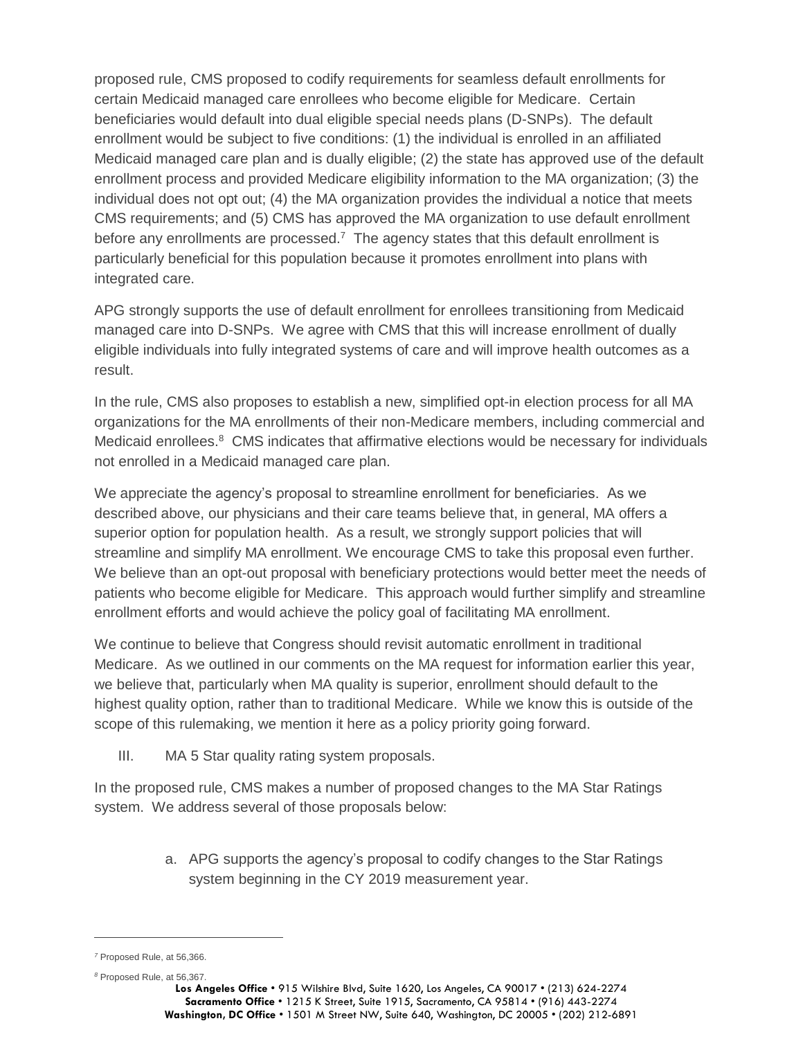proposed rule, CMS proposed to codify requirements for seamless default enrollments for certain Medicaid managed care enrollees who become eligible for Medicare. Certain beneficiaries would default into dual eligible special needs plans (D-SNPs). The default enrollment would be subject to five conditions: (1) the individual is enrolled in an affiliated Medicaid managed care plan and is dually eligible; (2) the state has approved use of the default enrollment process and provided Medicare eligibility information to the MA organization; (3) the individual does not opt out; (4) the MA organization provides the individual a notice that meets CMS requirements; and (5) CMS has approved the MA organization to use default enrollment before any enrollments are processed.[7] The agency states that this default enrollment is particularly beneficial for this population because it promotes enrollment into plans with integrated care.

APG strongly supports the use of default enrollment for enrollees transitioning from Medicaid managed care into D-SNPs. We agree with CMS that this will increase enrollment of dually eligible individuals into fully integrated systems of care and will improve health outcomes as a result.

In the rule, CMS also proposes to establish a new, simplified opt-in election process for all MA organizations for the MA enrollments of their non-Medicare members, including commercial and Medicaid enrollees.[8] CMS indicates that affirmative elections would be necessary for individuals not enrolled in a Medicaid managed care plan.

We appreciate the agency's proposal to streamline enrollment for beneficiaries. As we described above, our physicians and their care teams believe that, in general, MA offers a superior option for population health. As a result, we strongly support policies that will streamline and simplify MA enrollment. We encourage CMS to take this proposal even further. We believe than an opt-out proposal with beneficiary protections would better meet the needs of patients who become eligible for Medicare. This approach would further simplify and streamline enrollment efforts and would achieve the policy goal of facilitating MA enrollment.

We continue to believe that Congress should revisit automatic enrollment in traditional Medicare. As we outlined in our comments on the MA request for information earlier this year, we believe that, particularly when MA quality is superior, enrollment should default to the highest quality option, rather than to traditional Medicare. While we know this is outside of the scope of this rulemaking, we mention it here as a policy priority going forward.

III. MA 5 Star quality rating system proposals.

In the proposed rule, CMS makes a number of proposed changes to the MA Star Ratings system. We address several of those proposals below:

a. APG supports the agency's proposal to codify changes to the Star Ratings system beginning in the CY 2019 measurement year.

---

[7] Proposed Rule, at 56,366.

[8] Proposed Rule, at 56,367.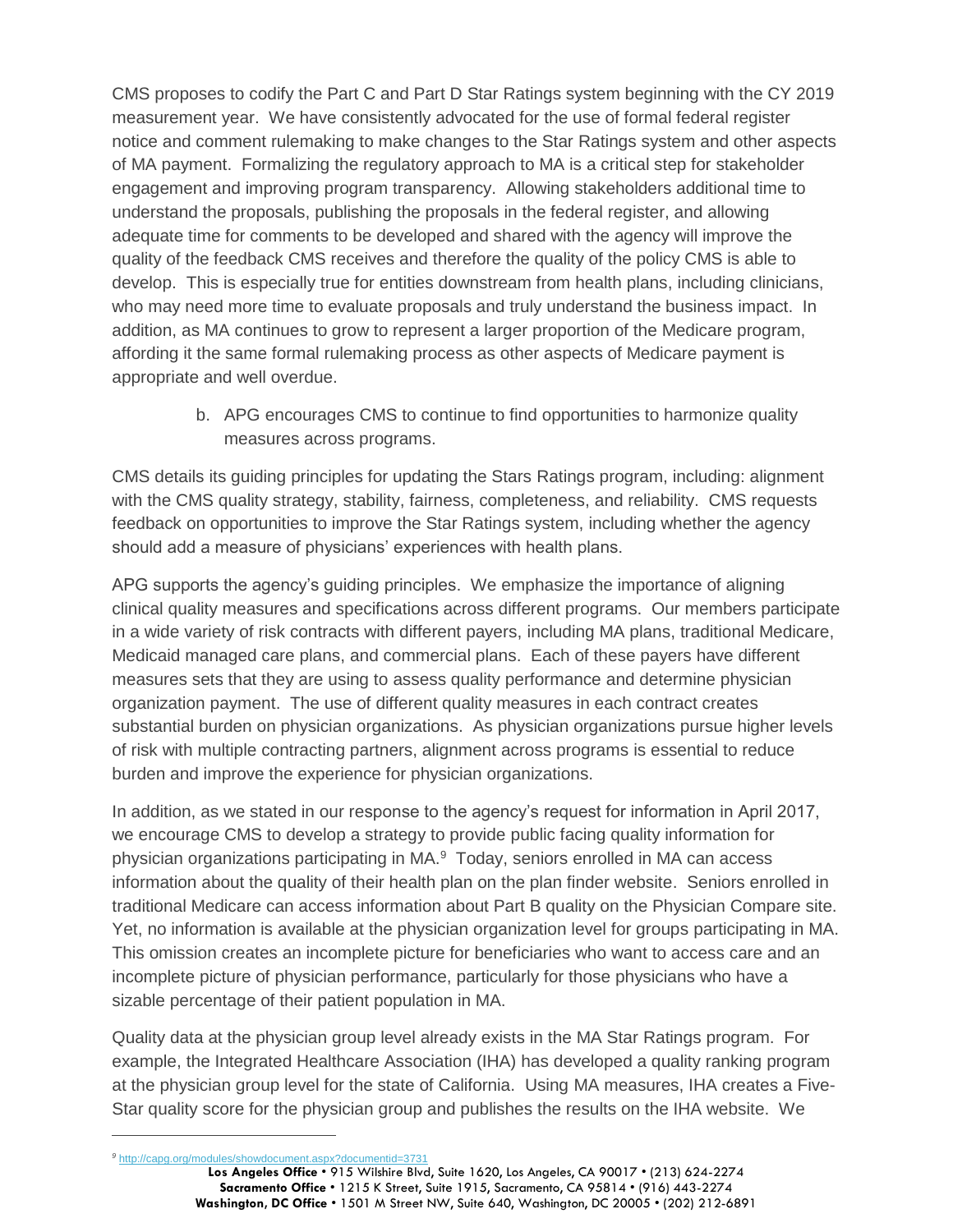CMS proposes to codify the Part C and Part D Star Ratings system beginning with the CY 2019 measurement year. We have consistently advocated for the use of formal federal register notice and comment rulemaking to make changes to the Star Ratings system and other aspects of MA payment. Formalizing the regulatory approach to MA is a critical step for stakeholder engagement and improving program transparency. Allowing stakeholders additional time to understand the proposals, publishing the proposals in the federal register, and allowing adequate time for comments to be developed and shared with the agency will improve the quality of the feedback CMS receives and therefore the quality of the policy CMS is able to develop. This is especially true for entities downstream from health plans, including clinicians, who may need more time to evaluate proposals and truly understand the business impact. In addition, as MA continues to grow to represent a larger proportion of the Medicare program, affording it the same formal rulemaking process as other aspects of Medicare payment is appropriate and well overdue.

b. APG encourages CMS to continue to find opportunities to harmonize quality measures across programs.

CMS details its guiding principles for updating the Stars Ratings program, including: alignment with the CMS quality strategy, stability, fairness, completeness, and reliability. CMS requests feedback on opportunities to improve the Star Ratings system, including whether the agency should add a measure of physicians' experiences with health plans.

APG supports the agency's guiding principles. We emphasize the importance of aligning clinical quality measures and specifications across different programs. Our members participate in a wide variety of risk contracts with different payers, including MA plans, traditional Medicare, Medicaid managed care plans, and commercial plans. Each of these payers have different measures sets that they are using to assess quality performance and determine physician organization payment. The use of different quality measures in each contract creates substantial burden on physician organizations. As physician organizations pursue higher levels of risk with multiple contracting partners, alignment across programs is essential to reduce burden and improve the experience for physician organizations.

In addition, as we stated in our response to the agency's request for information in April 2017, we encourage CMS to develop a strategy to provide public facing quality information for physician organizations participating in MA.[9] Today, seniors enrolled in MA can access information about the quality of their health plan on the plan finder website. Seniors enrolled in traditional Medicare can access information about Part B quality on the Physician Compare site. Yet, no information is available at the physician organization level for groups participating in MA. This omission creates an incomplete picture for beneficiaries who want to access care and an incomplete picture of physician performance, particularly for those physicians who have a sizable percentage of their patient population in MA.

Quality data at the physician group level already exists in the MA Star Ratings program. For example, the Integrated Healthcare Association (IHA) has developed a quality ranking program at the physician group level for the state of California. Using MA measures, IHA creates a Five-Star quality score for the physician group and publishes the results on the IHA website. We

[9] http://capg.org/modules/showdocument.aspx?documentid=3731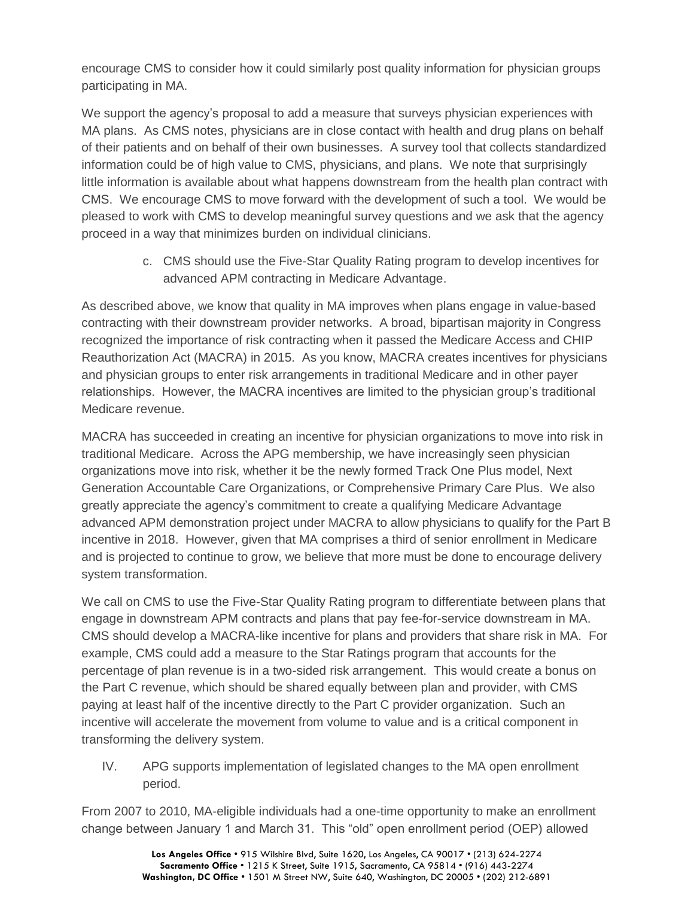encourage CMS to consider how it could similarly post quality information for physician groups participating in MA.

We support the agency's proposal to add a measure that surveys physician experiences with MA plans. As CMS notes, physicians are in close contact with health and drug plans on behalf of their patients and on behalf of their own businesses. A survey tool that collects standardized information could be of high value to CMS, physicians, and plans. We note that surprisingly little information is available about what happens downstream from the health plan contract with CMS. We encourage CMS to move forward with the development of such a tool. We would be pleased to work with CMS to develop meaningful survey questions and we ask that the agency proceed in a way that minimizes burden on individual clinicians.

c. CMS should use the Five-Star Quality Rating program to develop incentives for advanced APM contracting in Medicare Advantage.

As described above, we know that quality in MA improves when plans engage in value-based contracting with their downstream provider networks. A broad, bipartisan majority in Congress recognized the importance of risk contracting when it passed the Medicare Access and CHIP Reauthorization Act (MACRA) in 2015. As you know, MACRA creates incentives for physicians and physician groups to enter risk arrangements in traditional Medicare and in other payer relationships. However, the MACRA incentives are limited to the physician group's traditional Medicare revenue.

MACRA has succeeded in creating an incentive for physician organizations to move into risk in traditional Medicare. Across the APG membership, we have increasingly seen physician organizations move into risk, whether it be the newly formed Track One Plus model, Next Generation Accountable Care Organizations, or Comprehensive Primary Care Plus. We also greatly appreciate the agency's commitment to create a qualifying Medicare Advantage advanced APM demonstration project under MACRA to allow physicians to qualify for the Part B incentive in 2018. However, given that MA comprises a third of senior enrollment in Medicare and is projected to continue to grow, we believe that more must be done to encourage delivery system transformation.

We call on CMS to use the Five-Star Quality Rating program to differentiate between plans that engage in downstream APM contracts and plans that pay fee-for-service downstream in MA. CMS should develop a MACRA-like incentive for plans and providers that share risk in MA. For example, CMS could add a measure to the Star Ratings program that accounts for the percentage of plan revenue is in a two-sided risk arrangement. This would create a bonus on the Part C revenue, which should be shared equally between plan and provider, with CMS paying at least half of the incentive directly to the Part C provider organization. Such an incentive will accelerate the movement from volume to value and is a critical component in transforming the delivery system.

## IV. APG supports implementation of legislated changes to the MA open enrollment period.

From 2007 to 2010, MA-eligible individuals had a one-time opportunity to make an enrollment change between January 1 and March 31. This "old" open enrollment period (OEP) allowed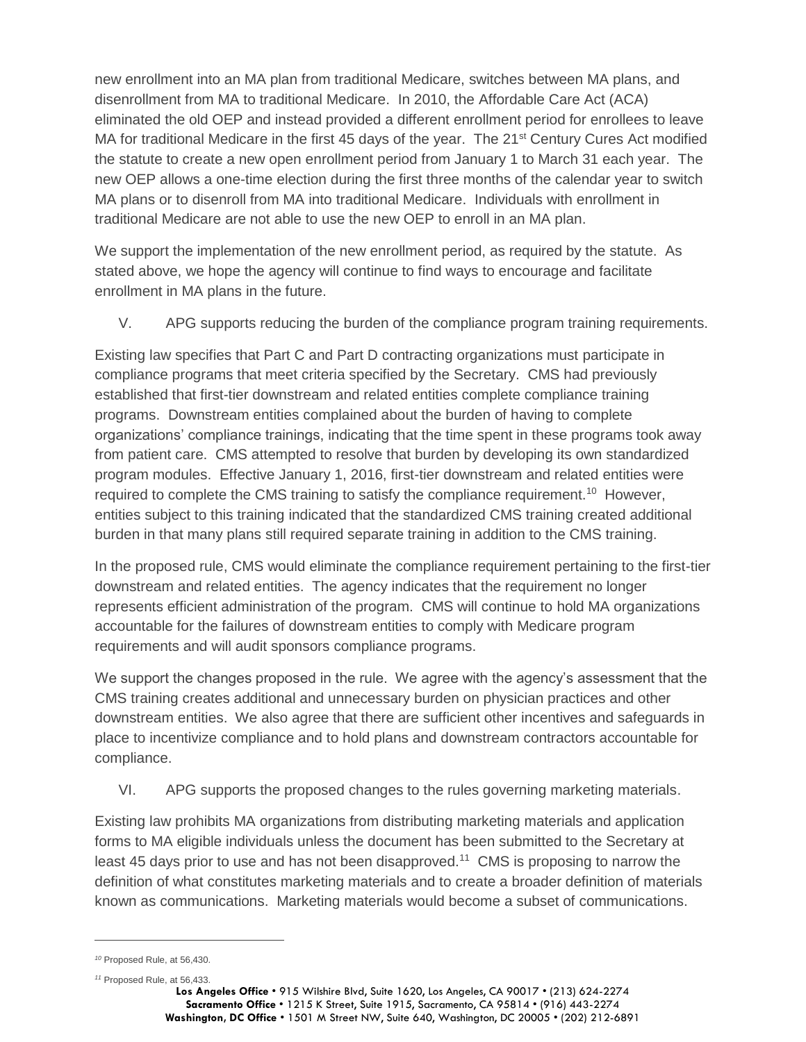new enrollment into an MA plan from traditional Medicare, switches between MA plans, and disenrollment from MA to traditional Medicare. In 2010, the Affordable Care Act (ACA) eliminated the old OEP and instead provided a different enrollment period for enrollees to leave MA for traditional Medicare in the first 45 days of the year. The 21st Century Cures Act modified the statute to create a new open enrollment period from January 1 to March 31 each year. The new OEP allows a one-time election during the first three months of the calendar year to switch MA plans or to disenroll from MA into traditional Medicare. Individuals with enrollment in traditional Medicare are not able to use the new OEP to enroll in an MA plan.

We support the implementation of the new enrollment period, as required by the statute. As stated above, we hope the agency will continue to find ways to encourage and facilitate enrollment in MA plans in the future.

## V. APG supports reducing the burden of the compliance program training requirements.

Existing law specifies that Part C and Part D contracting organizations must participate in compliance programs that meet criteria specified by the Secretary. CMS had previously established that first-tier downstream and related entities complete compliance training programs. Downstream entities complained about the burden of having to complete organizations' compliance trainings, indicating that the time spent in these programs took away from patient care. CMS attempted to resolve that burden by developing its own standardized program modules. Effective January 1, 2016, first-tier downstream and related entities were required to complete the CMS training to satisfy the compliance requirement.[10] However, entities subject to this training indicated that the standardized CMS training created additional burden in that many plans still required separate training in addition to the CMS training.

In the proposed rule, CMS would eliminate the compliance requirement pertaining to the first-tier downstream and related entities. The agency indicates that the requirement no longer represents efficient administration of the program. CMS will continue to hold MA organizations accountable for the failures of downstream entities to comply with Medicare program requirements and will audit sponsors compliance programs.

We support the changes proposed in the rule. We agree with the agency's assessment that the CMS training creates additional and unnecessary burden on physician practices and other downstream entities. We also agree that there are sufficient other incentives and safeguards in place to incentivize compliance and to hold plans and downstream contractors accountable for compliance.

## VI. APG supports the proposed changes to the rules governing marketing materials.

Existing law prohibits MA organizations from distributing marketing materials and application forms to MA eligible individuals unless the document has been submitted to the Secretary at least 45 days prior to use and has not been disapproved.[11] CMS is proposing to narrow the definition of what constitutes marketing materials and to create a broader definition of materials known as communications. Marketing materials would become a subset of communications.

---

[10] Proposed Rule, at 56,430.

[11] Proposed Rule, at 56,433.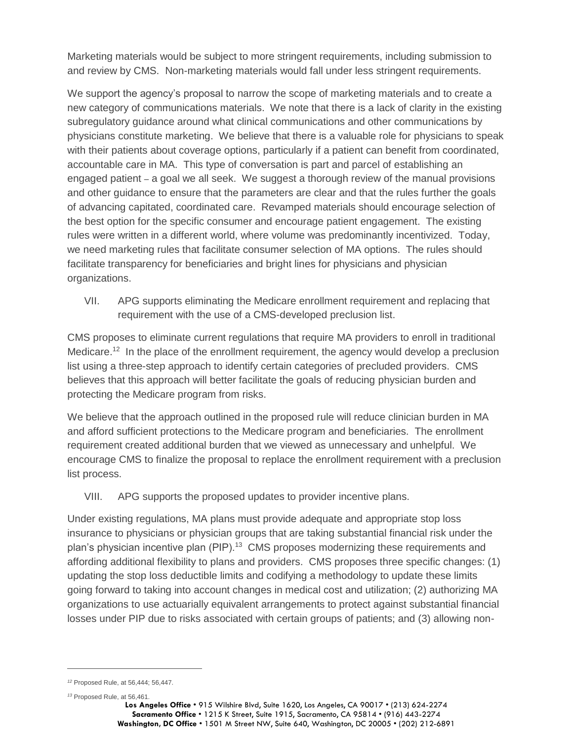Marketing materials would be subject to more stringent requirements, including submission to and review by CMS. Non-marketing materials would fall under less stringent requirements.

We support the agency's proposal to narrow the scope of marketing materials and to create a new category of communications materials. We note that there is a lack of clarity in the existing subregulatory guidance around what clinical communications and other communications by physicians constitute marketing. We believe that there is a valuable role for physicians to speak with their patients about coverage options, particularly if a patient can benefit from coordinated, accountable care in MA. This type of conversation is part and parcel of establishing an engaged patient – a goal we all seek. We suggest a thorough review of the manual provisions and other guidance to ensure that the parameters are clear and that the rules further the goals of advancing capitated, coordinated care. Revamped materials should encourage selection of the best option for the specific consumer and encourage patient engagement. The existing rules were written in a different world, where volume was predominantly incentivized. Today, we need marketing rules that facilitate consumer selection of MA options. The rules should facilitate transparency for beneficiaries and bright lines for physicians and physician organizations.

VII. APG supports eliminating the Medicare enrollment requirement and replacing that requirement with the use of a CMS-developed preclusion list.

CMS proposes to eliminate current regulations that require MA providers to enroll in traditional Medicare.[12] In the place of the enrollment requirement, the agency would develop a preclusion list using a three-step approach to identify certain categories of precluded providers. CMS believes that this approach will better facilitate the goals of reducing physician burden and protecting the Medicare program from risks.

We believe that the approach outlined in the proposed rule will reduce clinician burden in MA and afford sufficient protections to the Medicare program and beneficiaries. The enrollment requirement created additional burden that we viewed as unnecessary and unhelpful. We encourage CMS to finalize the proposal to replace the enrollment requirement with a preclusion list process.

VIII. APG supports the proposed updates to provider incentive plans.

Under existing regulations, MA plans must provide adequate and appropriate stop loss insurance to physicians or physician groups that are taking substantial financial risk under the plan's physician incentive plan (PIP).[13] CMS proposes modernizing these requirements and affording additional flexibility to plans and providers. CMS proposes three specific changes: (1) updating the stop loss deductible limits and codifying a methodology to update these limits going forward to taking into account changes in medical cost and utilization; (2) authorizing MA organizations to use actuarially equivalent arrangements to protect against substantial financial losses under PIP due to risks associated with certain groups of patients; and (3) allowing non-

---

[12] Proposed Rule, at 56,444; 56,447.

[13] Proposed Rule, at 56,461.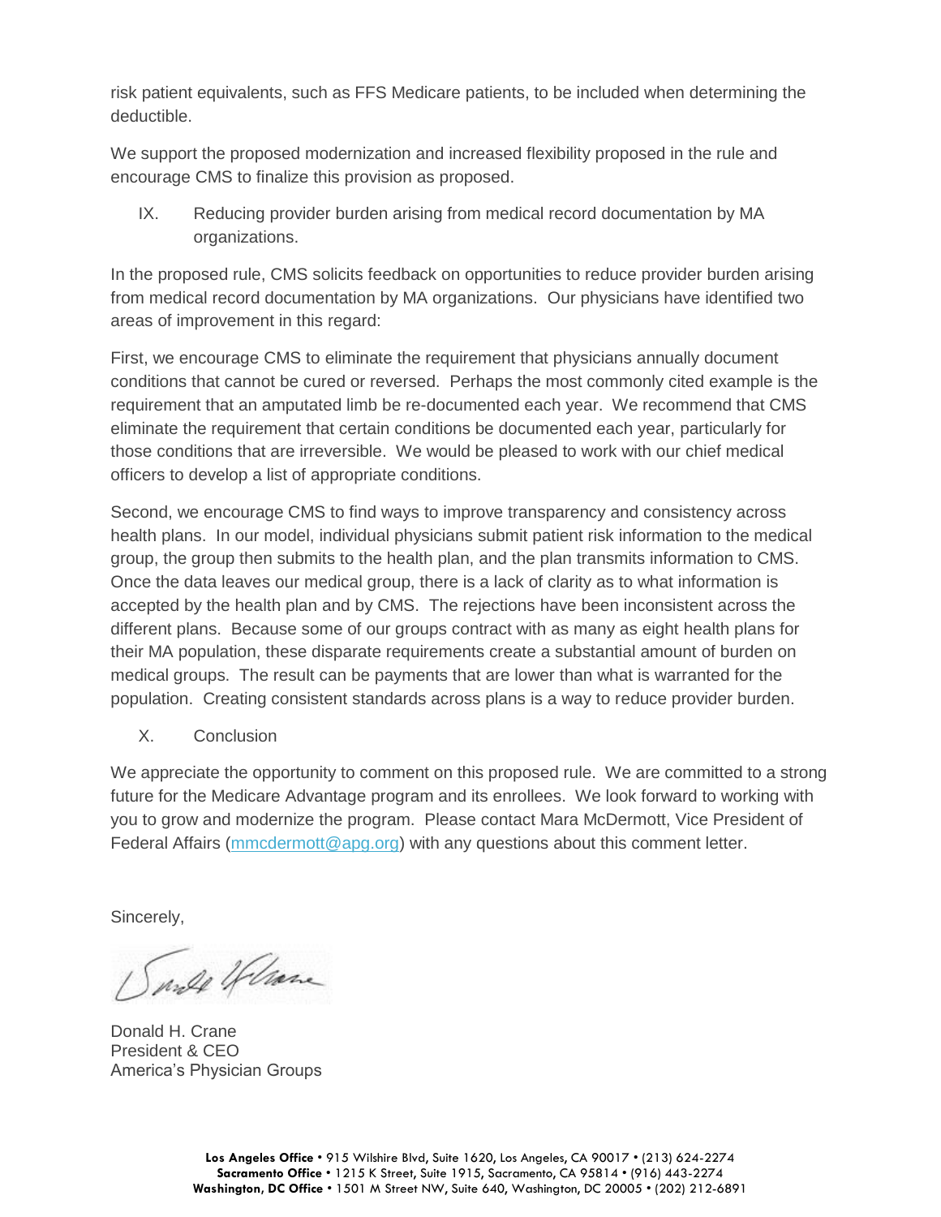risk patient equivalents, such as FFS Medicare patients, to be included when determining the deductible.

We support the proposed modernization and increased flexibility proposed in the rule and encourage CMS to finalize this provision as proposed.

IX. Reducing provider burden arising from medical record documentation by MA organizations.

In the proposed rule, CMS solicits feedback on opportunities to reduce provider burden arising from medical record documentation by MA organizations. Our physicians have identified two areas of improvement in this regard:

First, we encourage CMS to eliminate the requirement that physicians annually document conditions that cannot be cured or reversed. Perhaps the most commonly cited example is the requirement that an amputated limb be re-documented each year. We recommend that CMS eliminate the requirement that certain conditions be documented each year, particularly for those conditions that are irreversible. We would be pleased to work with our chief medical officers to develop a list of appropriate conditions.

Second, we encourage CMS to find ways to improve transparency and consistency across health plans. In our model, individual physicians submit patient risk information to the medical group, the group then submits to the health plan, and the plan transmits information to CMS. Once the data leaves our medical group, there is a lack of clarity as to what information is accepted by the health plan and by CMS. The rejections have been inconsistent across the different plans. Because some of our groups contract with as many as eight health plans for their MA population, these disparate requirements create a substantial amount of burden on medical groups. The result can be payments that are lower than what is warranted for the population. Creating consistent standards across plans is a way to reduce provider burden.

X. Conclusion

We appreciate the opportunity to comment on this proposed rule. We are committed to a strong future for the Medicare Advantage program and its enrollees. We look forward to working with you to grow and modernize the program. Please contact Mara McDermott, Vice President of Federal Affairs (mmcdermott@apg.org) with any questions about this comment letter.

Sincerely,

Donald H. Crane
President & CEO
America's Physician Groups

**Los Angeles Office** • 915 Wilshire Blvd, Suite 1620, Los Angeles, CA 90017 • (213) 624-2274
**Sacramento Office** • 1215 K Street, Suite 1915, Sacramento, CA 95814 • (916) 443-2274
**Washington, DC Office** • 1501 M Street NW, Suite 640, Washington, DC 20005 • (202) 212-6891